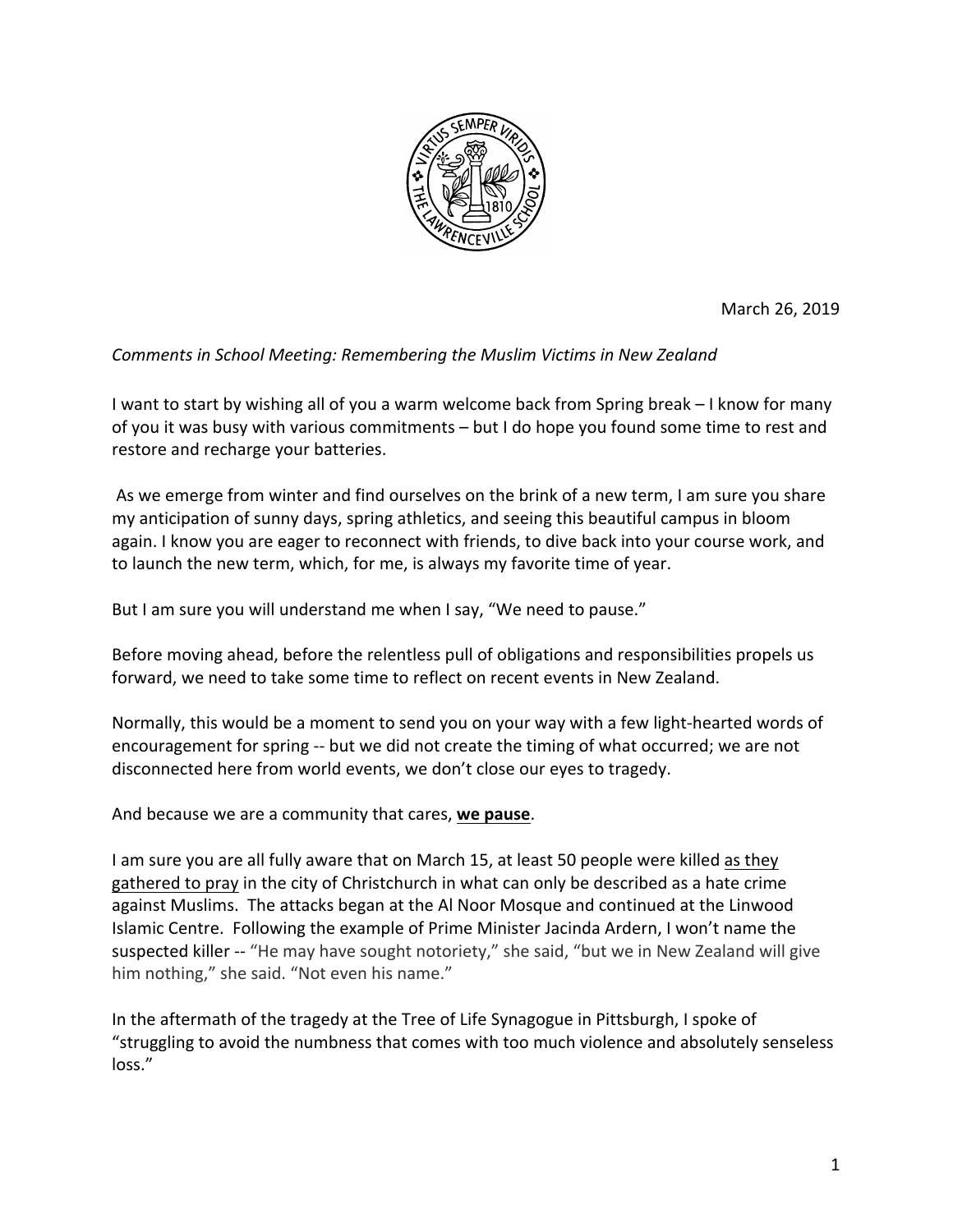March 26, 2019

*Comments in School Meeting: Remembering the Muslim Victims in New Zealand*

I want to start by wishing all of you a warm welcome back from Spring break – I know for many of you it was busy with various commitments – but I do hope you found some time to rest and restore and recharge your batteries.

As we emerge from winter and find ourselves on the brink of a new term, I am sure you share my anticipation of sunny days, spring athletics, and seeing this beautiful campus in bloom again. I know you are eager to reconnect with friends, to dive back into your course work, and to launch the new term, which, for me, is always my favorite time of year.

But I am sure you will understand me when I say, "We need to pause."

Before moving ahead, before the relentless pull of obligations and responsibilities propels us forward, we need to take some time to reflect on recent events in New Zealand.

Normally, this would be a moment to send you on your way with a few light-hearted words of encouragement for spring -- but we did not create the timing of what occurred; we are not disconnected here from world events, we don't close our eyes to tragedy.

And because we are a community that cares, **we pause**.

I am sure you are all fully aware that on March 15, at least 50 people were killed as they gathered to pray in the city of Christchurch in what can only be described as a hate crime against Muslims. The attacks began at the Al Noor Mosque and continued at the Linwood Islamic Centre. Following the example of Prime Minister Jacinda Ardern, I won't name the suspected killer -- "He may have sought notoriety," she said, "but we in New Zealand will give him nothing," she said. "Not even his name."

In the aftermath of the tragedy at the Tree of Life Synagogue in Pittsburgh, I spoke of "struggling to avoid the numbness that comes with too much violence and absolutely senseless loss."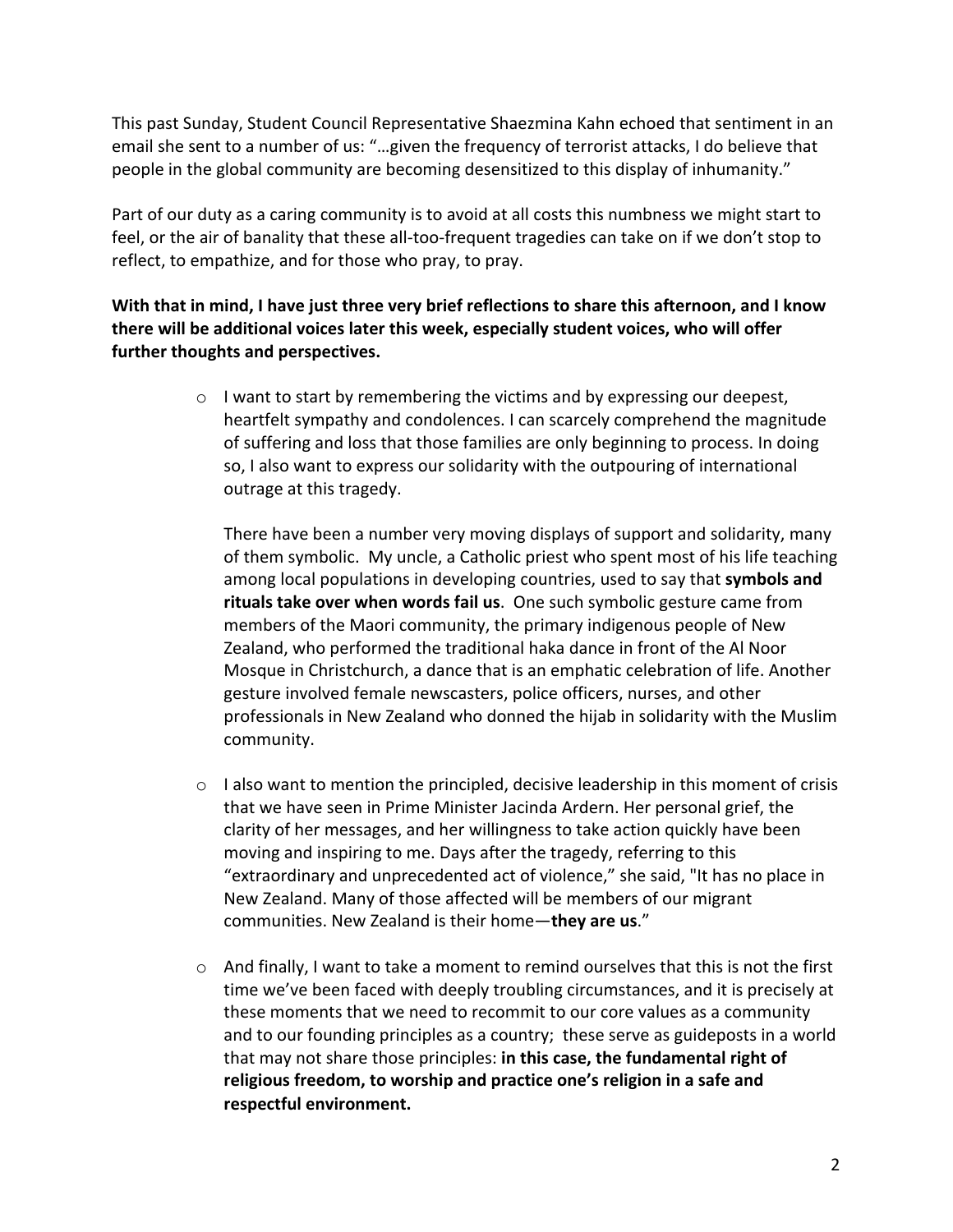This past Sunday, Student Council Representative Shaezmina Kahn echoed that sentiment in an email she sent to a number of us: "…given the frequency of terrorist attacks, I do believe that people in the global community are becoming desensitized to this display of inhumanity."

Part of our duty as a caring community is to avoid at all costs this numbness we might start to feel, or the air of banality that these all-too-frequent tragedies can take on if we don't stop to reflect, to empathize, and for those who pray, to pray.

**With that in mind, I have just three very brief reflections to share this afternoon, and I know there will be additional voices later this week, especially student voices, who will offer further thoughts and perspectives.**

- I want to start by remembering the victims and by expressing our deepest, heartfelt sympathy and condolences. I can scarcely comprehend the magnitude of suffering and loss that those families are only beginning to process. In doing so, I also want to express our solidarity with the outpouring of international outrage at this tragedy.

  There have been a number very moving displays of support and solidarity, many of them symbolic. My uncle, a Catholic priest who spent most of his life teaching among local populations in developing countries, used to say that **symbols and rituals take over when words fail us**. One such symbolic gesture came from members of the Maori community, the primary indigenous people of New Zealand, who performed the traditional haka dance in front of the Al Noor Mosque in Christchurch, a dance that is an emphatic celebration of life. Another gesture involved female newscasters, police officers, nurses, and other professionals in New Zealand who donned the hijab in solidarity with the Muslim community.

- I also want to mention the principled, decisive leadership in this moment of crisis that we have seen in Prime Minister Jacinda Ardern. Her personal grief, the clarity of her messages, and her willingness to take action quickly have been moving and inspiring to me. Days after the tragedy, referring to this "extraordinary and unprecedented act of violence," she said, "It has no place in New Zealand. Many of those affected will be members of our migrant communities. New Zealand is their home—**they are us**."

- And finally, I want to take a moment to remind ourselves that this is not the first time we've been faced with deeply troubling circumstances, and it is precisely at these moments that we need to recommit to our core values as a community and to our founding principles as a country; these serve as guideposts in a world that may not share those principles: **in this case, the fundamental right of religious freedom, to worship and practice one's religion in a safe and respectful environment.**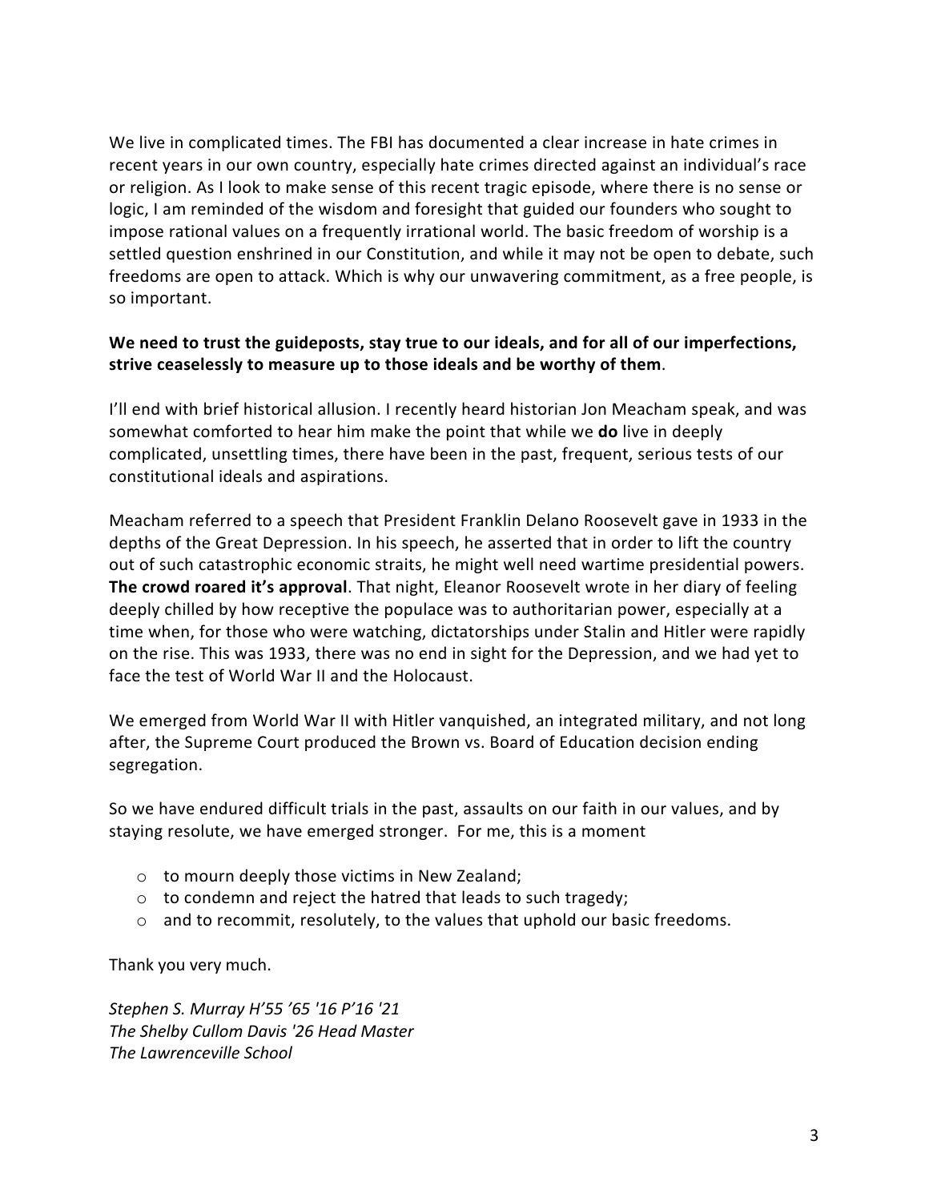We live in complicated times. The FBI has documented a clear increase in hate crimes in recent years in our own country, especially hate crimes directed against an individual's race or religion. As I look to make sense of this recent tragic episode, where there is no sense or logic, I am reminded of the wisdom and foresight that guided our founders who sought to impose rational values on a frequently irrational world. The basic freedom of worship is a settled question enshrined in our Constitution, and while it may not be open to debate, such freedoms are open to attack. Which is why our unwavering commitment, as a free people, is so important.

**We need to trust the guideposts, stay true to our ideals, and for all of our imperfections, strive ceaselessly to measure up to those ideals and be worthy of them**.

I'll end with brief historical allusion. I recently heard historian Jon Meacham speak, and was somewhat comforted to hear him make the point that while we **do** live in deeply complicated, unsettling times, there have been in the past, frequent, serious tests of our constitutional ideals and aspirations.

Meacham referred to a speech that President Franklin Delano Roosevelt gave in 1933 in the depths of the Great Depression. In his speech, he asserted that in order to lift the country out of such catastrophic economic straits, he might well need wartime presidential powers. **The crowd roared it's approval**. That night, Eleanor Roosevelt wrote in her diary of feeling deeply chilled by how receptive the populace was to authoritarian power, especially at a time when, for those who were watching, dictatorships under Stalin and Hitler were rapidly on the rise. This was 1933, there was no end in sight for the Depression, and we had yet to face the test of World War II and the Holocaust.

We emerged from World War II with Hitler vanquished, an integrated military, and not long after, the Supreme Court produced the Brown vs. Board of Education decision ending segregation.

So we have endured difficult trials in the past, assaults on our faith in our values, and by staying resolute, we have emerged stronger. For me, this is a moment

- to mourn deeply those victims in New Zealand;
- to condemn and reject the hatred that leads to such tragedy;
- and to recommit, resolutely, to the values that uphold our basic freedoms.

Thank you very much.

*Stephen S. Murray H'55 '65 '16 P'16 '21*
*The Shelby Cullom Davis '26 Head Master*
*The Lawrenceville School*